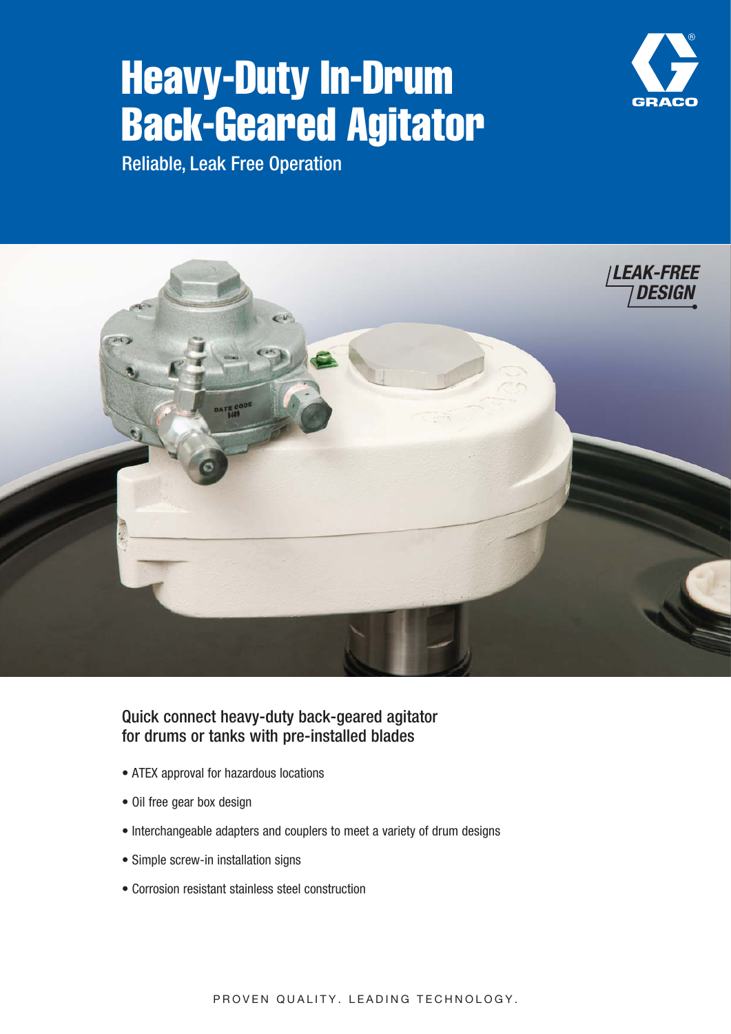# Heavy-Duty In-Drum Back-Geared Agitator

Reliable, Leak Free Operation

GRACO

LEAK-FREE DESIGN

## Quick connect heavy-duty back-geared agitator for drums or tanks with pre-installed blades

- ATEX approval for hazardous locations
- Oil free gear box design
- Interchangeable adapters and couplers to meet a variety of drum designs
- Simple screw-in installation signs
- Corrosion resistant stainless steel construction

PROVEN QUALITY. LEADING TECHNOLOGY.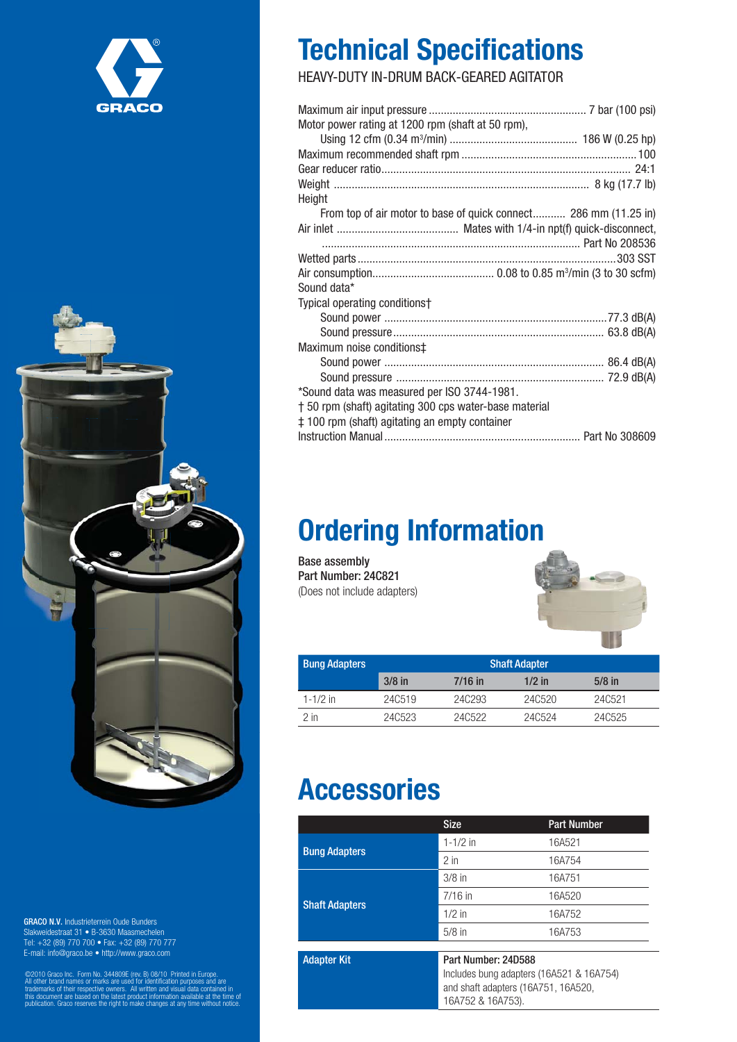# Technical Specifications

HEAVY-DUTY IN-DRUM BACK-GEARED AGITATOR

Maximum air input pressure .................................................... 7 bar (100 psi)
Motor power rating at 1200 rpm (shaft at 50 rpm),
Using 12 cfm (0.34 m³/min) .......................................... 186 W (0.25 hp)
Maximum recommended shaft rpm .......................................................... 100
Gear reducer ratio.................................................................................. 24:1
Weight .................................................................................... 8 kg (17.7 lb)
Height
From top of air motor to base of quick connect........... 286 mm (11.25 in)
Air inlet ......................................... Mates with 1/4-in npt(f) quick-disconnect,
....................................................................................... Part No 208536
Wetted parts .......................................................................................303 SST
Air consumption......................................... 0.08 to 0.85 m³/min (3 to 30 scfm)
Sound data*
Typical operating conditions†
Sound power ..........................................................................77.3 dB(A)
Sound pressure ...................................................................... 63.8 dB(A)
Maximum noise conditions‡
Sound power ......................................................................... 86.4 dB(A)
Sound pressure ..................................................................... 72.9 dB(A)
*Sound data was measured per ISO 3744-1981.
† 50 rpm (shaft) agitating 300 cps water-base material
‡ 100 rpm (shaft) agitating an empty container
Instruction Manual ................................................................. Part No 308609

# Ordering Information

**Base assembly**
**Part Number: 24C821**
(Does not include adapters)

| Bung Adapters | Shaft Adapter | | | |
|---|---|---|---|---|
| | 3/8 in | 7/16 in | 1/2 in | 5/8 in |
| 1-1/2 in | 24C519 | 24C293 | 24C520 | 24C521 |
| 2 in | 24C523 | 24C522 | 24C524 | 24C525 |

# Accessories

| | Size | Part Number |
|---|---|---|
| Bung Adapters | 1-1/2 in | 16A521 |
| | 2 in | 16A754 |
| Shaft Adapters | 3/8 in | 16A751 |
| | 7/16 in | 16A520 |
| | 1/2 in | 16A752 |
| | 5/8 in | 16A753 |

| | |
|---|---|
| **Adapter Kit** | **Part Number: 24D588** Includes bung adapters (16A521 & 16A754) and shaft adapters (16A751, 16A520, 16A752 & 16A753). |

**GRACO N.V.** Industrieterrein Oude Bunders
Slakweidestraat 31 • B-3630 Maasmechelen
Tel: +32 (89) 770 700 • Fax: +32 (89) 770 777
E-mail: info@graco.be • http://www.graco.com

©2010 Graco Inc. Form No. 344809E (rev. B) 08/10 Printed in Europe.
All other brand names or marks are used for identification purposes and are trademarks of their respective owners. All written and visual data contained in this document are based on the latest product information available at the time of publication. Graco reserves the right to make changes at any time without notice.